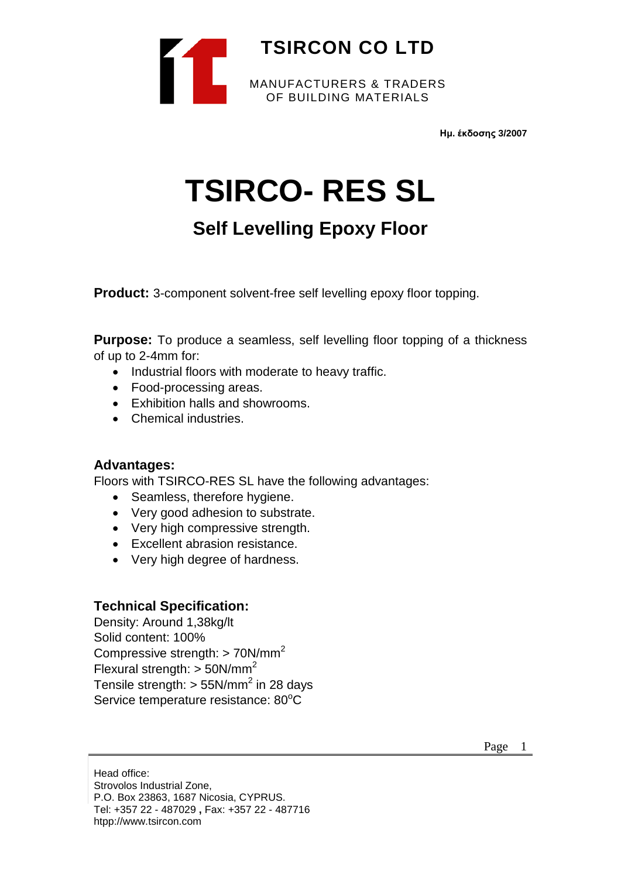**TSIRCON CO LTD**

MANUFACTURERS & TRADERS
OF BUILDING MATERIALS

**Ημ. έκδοσης 3/2007**

# TSIRCO- RES SL

## Self Levelling Epoxy Floor

**Product:** 3-component solvent-free self levelling epoxy floor topping.

**Purpose:** To produce a seamless, self levelling floor topping of a thickness of up to 2-4mm for:

- Industrial floors with moderate to heavy traffic.
- Food-processing areas.
- Exhibition halls and showrooms.
- Chemical industries.

### Advantages:

Floors with TSIRCO-RES SL have the following advantages:

- Seamless, therefore hygiene.
- Very good adhesion to substrate.
- Very high compressive strength.
- Excellent abrasion resistance.
- Very high degree of hardness.

### Technical Specification:

Density: Around 1,38kg/lt
Solid content: 100%
Compressive strength: > 70N/mm$^2$
Flexural strength: > 50N/mm$^2$
Tensile strength: > 55N/mm$^2$ in 28 days
Service temperature resistance: 80$^o$C

Head office:
Strovolos Industrial Zone,
P.O. Box 23863, 1687 Nicosia, CYPRUS.
Tel: +357 22 - 487029 **,** Fax: +357 22 - 487716
htpp://www.tsircon.com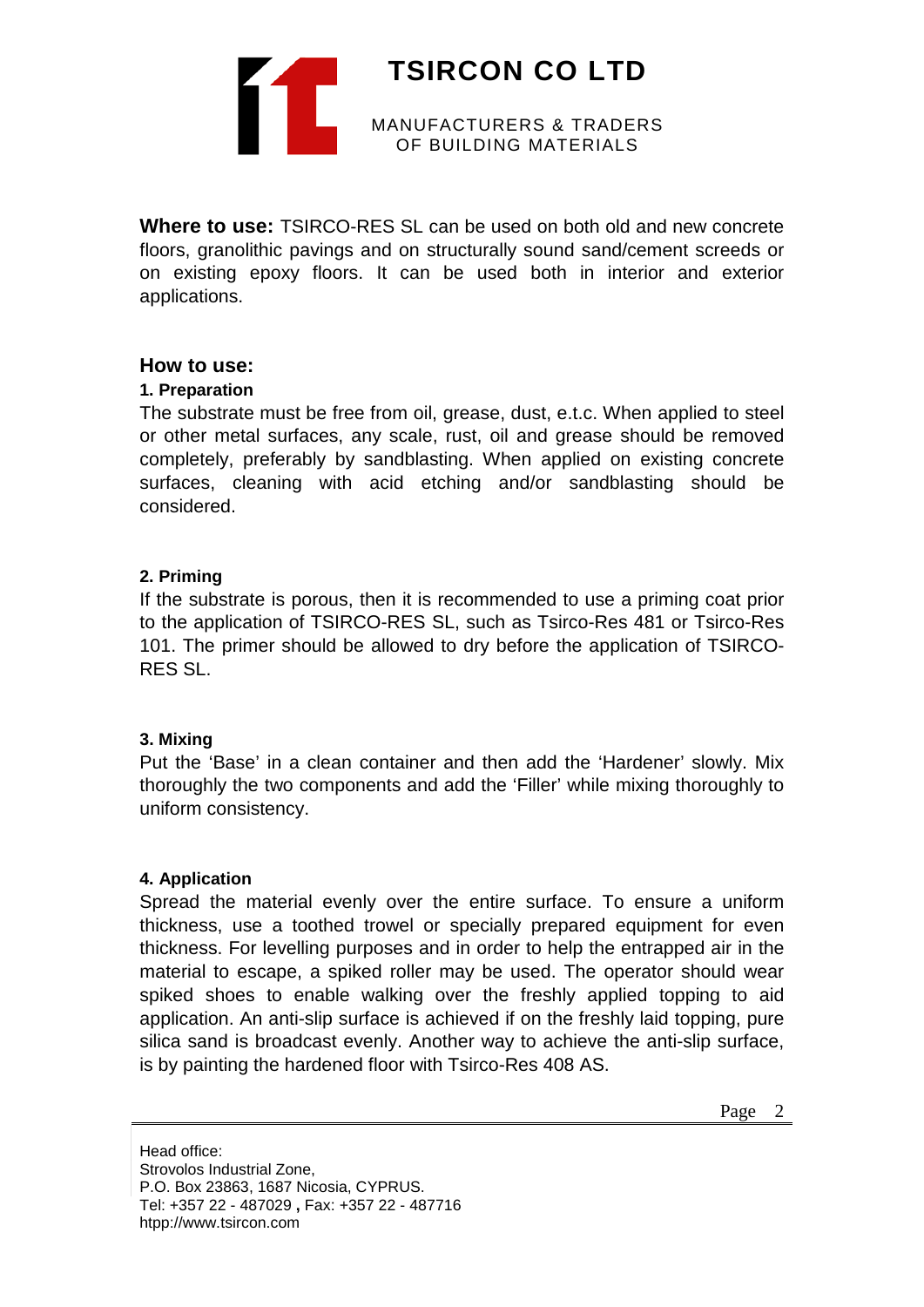**Where to use:** TSIRCO-RES SL can be used on both old and new concrete floors, granolithic pavings and on structurally sound sand/cement screeds or on existing epoxy floors. It can be used both in interior and exterior applications.

## How to use:

### 1. Preparation

The substrate must be free from oil, grease, dust, e.t.c. When applied to steel or other metal surfaces, any scale, rust, oil and grease should be removed completely, preferably by sandblasting. When applied on existing concrete surfaces, cleaning with acid etching and/or sandblasting should be considered.

### 2. Priming

If the substrate is porous, then it is recommended to use a priming coat prior to the application of TSIRCO-RES SL, such as Tsirco-Res 481 or Tsirco-Res 101. The primer should be allowed to dry before the application of TSIRCO-RES SL.

### 3. Mixing

Put the 'Base' in a clean container and then add the 'Hardener' slowly. Mix thoroughly the two components and add the 'Filler' while mixing thoroughly to uniform consistency.

### 4. Application

Spread the material evenly over the entire surface. To ensure a uniform thickness, use a toothed trowel or specially prepared equipment for even thickness. For levelling purposes and in order to help the entrapped air in the material to escape, a spiked roller may be used. The operator should wear spiked shoes to enable walking over the freshly applied topping to aid application. An anti-slip surface is achieved if on the freshly laid topping, pure silica sand is broadcast evenly. Another way to achieve the anti-slip surface, is by painting the hardened floor with Tsirco-Res 408 AS.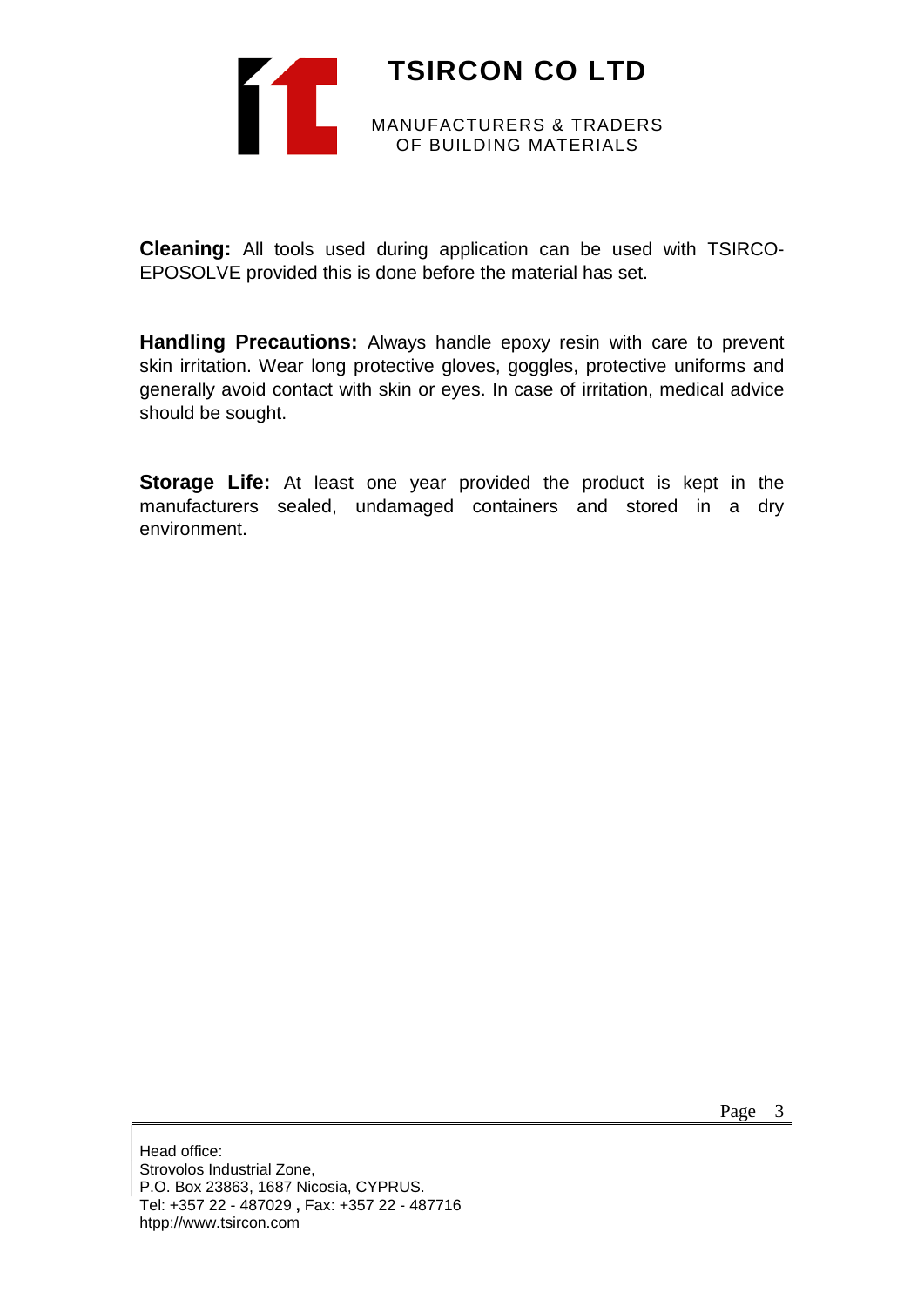**Cleaning:** All tools used during application can be used with TSIRCO-EPOSOLVE provided this is done before the material has set.

**Handling Precautions:** Always handle epoxy resin with care to prevent skin irritation. Wear long protective gloves, goggles, protective uniforms and generally avoid contact with skin or eyes. In case of irritation, medical advice should be sought.

**Storage Life:** At least one year provided the product is kept in the manufacturers sealed, undamaged containers and stored in a dry environment.